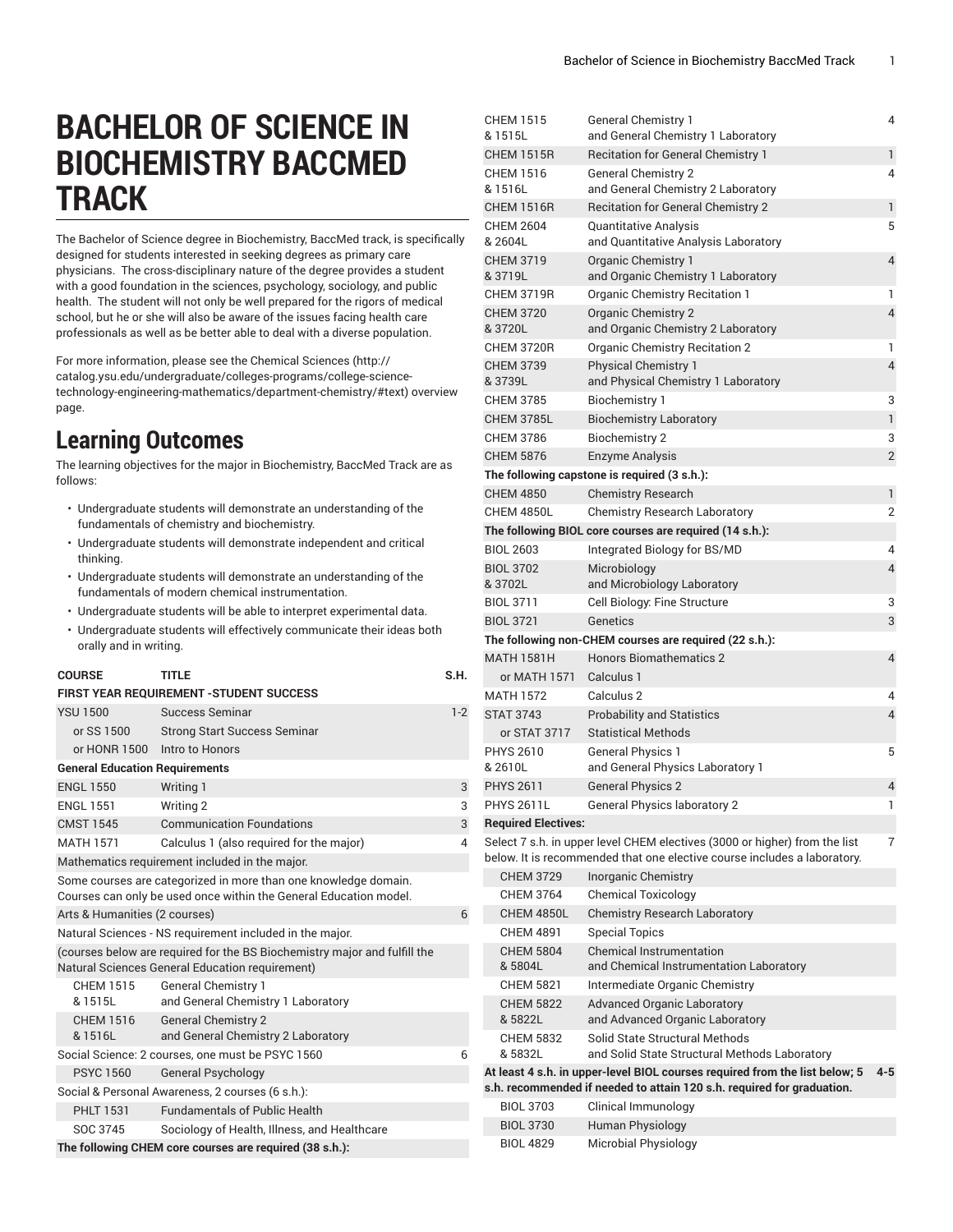# BACHELOR OF SCIENCE IN BIOCHEMISTRY BACCMED TRACK

The Bachelor of Science degree in Biochemistry, BaccMed track, is specifically designed for students interested in seeking degrees as primary care physicians. The cross-disciplinary nature of the degree provides a student with a good foundation in the sciences, psychology, sociology, and public health. The student will not only be well prepared for the rigors of medical school, but he or she will also be aware of the issues facing health care professionals as well as be better able to deal with a diverse population.

For more information, please see the Chemical Sciences (http://catalog.ysu.edu/undergraduate/colleges-programs/college-science-technology-engineering-mathematics/department-chemistry/#text) overview page.

## Learning Outcomes

The learning objectives for the major in Biochemistry, BaccMed Track are as follows:

- Undergraduate students will demonstrate an understanding of the fundamentals of chemistry and biochemistry.
- Undergraduate students will demonstrate independent and critical thinking.
- Undergraduate students will demonstrate an understanding of the fundamentals of modern chemical instrumentation.
- Undergraduate students will be able to interpret experimental data.
- Undergraduate students will effectively communicate their ideas both orally and in writing.

| COURSE | TITLE | S.H. |
|---|---|---|
| **FIRST YEAR REQUIREMENT -STUDENT SUCCESS** | | |
| YSU 1500 | Success Seminar | 1-2 |
| or SS 1500 | Strong Start Success Seminar | |
| or HONR 1500 | Intro to Honors | |
| **General Education Requirements** | | |
| ENGL 1550 | Writing 1 | 3 |
| ENGL 1551 | Writing 2 | 3 |
| CMST 1545 | Communication Foundations | 3 |
| MATH 1571 | Calculus 1 (also required for the major) | 4 |
| Mathematics requirement included in the major. | | |
| Some courses are categorized in more than one knowledge domain. Courses can only be used once within the General Education model. | | |
| Arts & Humanities (2 courses) | | 6 |
| Natural Sciences - NS requirement included in the major. | | |
| (courses below are required for the BS Biochemistry major and fulfill the Natural Sciences General Education requirement) | | |
| CHEM 1515 & 1515L | General Chemistry 1 and General Chemistry 1 Laboratory | |
| CHEM 1516 & 1516L | General Chemistry 2 and General Chemistry 2 Laboratory | |
| Social Science: 2 courses, one must be PSYC 1560 | | 6 |
| PSYC 1560 | General Psychology | |
| Social & Personal Awareness, 2 courses (6 s.h.): | | |
| PHLT 1531 | Fundamentals of Public Health | |
| SOC 3745 | Sociology of Health, Illness, and Healthcare | |
| **The following CHEM core courses are required (38 s.h.):** | | |
| CHEM 1515 & 1515L | General Chemistry 1 and General Chemistry 1 Laboratory | 4 |
| CHEM 1515R | Recitation for General Chemistry 1 | 1 |
| CHEM 1516 & 1516L | General Chemistry 2 and General Chemistry 2 Laboratory | 4 |
| CHEM 1516R | Recitation for General Chemistry 2 | 1 |
| CHEM 2604 & 2604L | Quantitative Analysis and Quantitative Analysis Laboratory | 5 |
| CHEM 3719 & 3719L | Organic Chemistry 1 and Organic Chemistry 1 Laboratory | 4 |
| CHEM 3719R | Organic Chemistry Recitation 1 | 1 |
| CHEM 3720 & 3720L | Organic Chemistry 2 and Organic Chemistry 2 Laboratory | 4 |
| CHEM 3720R | Organic Chemistry Recitation 2 | 1 |
| CHEM 3739 & 3739L | Physical Chemistry 1 and Physical Chemistry 1 Laboratory | 4 |
| CHEM 3785 | Biochemistry 1 | 3 |
| CHEM 3785L | Biochemistry Laboratory | 1 |
| CHEM 3786 | Biochemistry 2 | 3 |
| CHEM 5876 | Enzyme Analysis | 2 |
| **The following capstone is required (3 s.h.):** | | |
| CHEM 4850 | Chemistry Research | 1 |
| CHEM 4850L | Chemistry Research Laboratory | 2 |
| **The following BIOL core courses are required (14 s.h.):** | | |
| BIOL 2603 | Integrated Biology for BS/MD | 4 |
| BIOL 3702 & 3702L | Microbiology and Microbiology Laboratory | 4 |
| BIOL 3711 | Cell Biology: Fine Structure | 3 |
| BIOL 3721 | Genetics | 3 |
| **The following non-CHEM courses are required (22 s.h.):** | | |
| MATH 1581H | Honors Biomathematics 2 | 4 |
| or MATH 1571 | Calculus 1 | |
| MATH 1572 | Calculus 2 | 4 |
| STAT 3743 | Probability and Statistics | 4 |
| or STAT 3717 | Statistical Methods | |
| PHYS 2610 & 2610L | General Physics 1 and General Physics Laboratory 1 | 5 |
| PHYS 2611 | General Physics 2 | 4 |
| PHYS 2611L | General Physics laboratory 2 | 1 |
| **Required Electives:** | | |
| Select 7 s.h. in upper level CHEM electives (3000 or higher) from the list below. It is recommended that one elective course includes a laboratory. | | 7 |
| CHEM 3729 | Inorganic Chemistry | |
| CHEM 3764 | Chemical Toxicology | |
| CHEM 4850L | Chemistry Research Laboratory | |
| CHEM 4891 | Special Topics | |
| CHEM 5804 & 5804L | Chemical Instrumentation and Chemical Instrumentation Laboratory | |
| CHEM 5821 | Intermediate Organic Chemistry | |
| CHEM 5822 & 5822L | Advanced Organic Laboratory and Advanced Organic Laboratory | |
| CHEM 5832 & 5832L | Solid State Structural Methods and Solid State Structural Methods Laboratory | |
| **At least 4 s.h. in upper-level BIOL courses required from the list below; 5 s.h. recommended if needed to attain 120 s.h. required for graduation.** | | 4-5 |
| BIOL 3703 | Clinical Immunology | |
| BIOL 3730 | Human Physiology | |
| BIOL 4829 | Microbial Physiology | |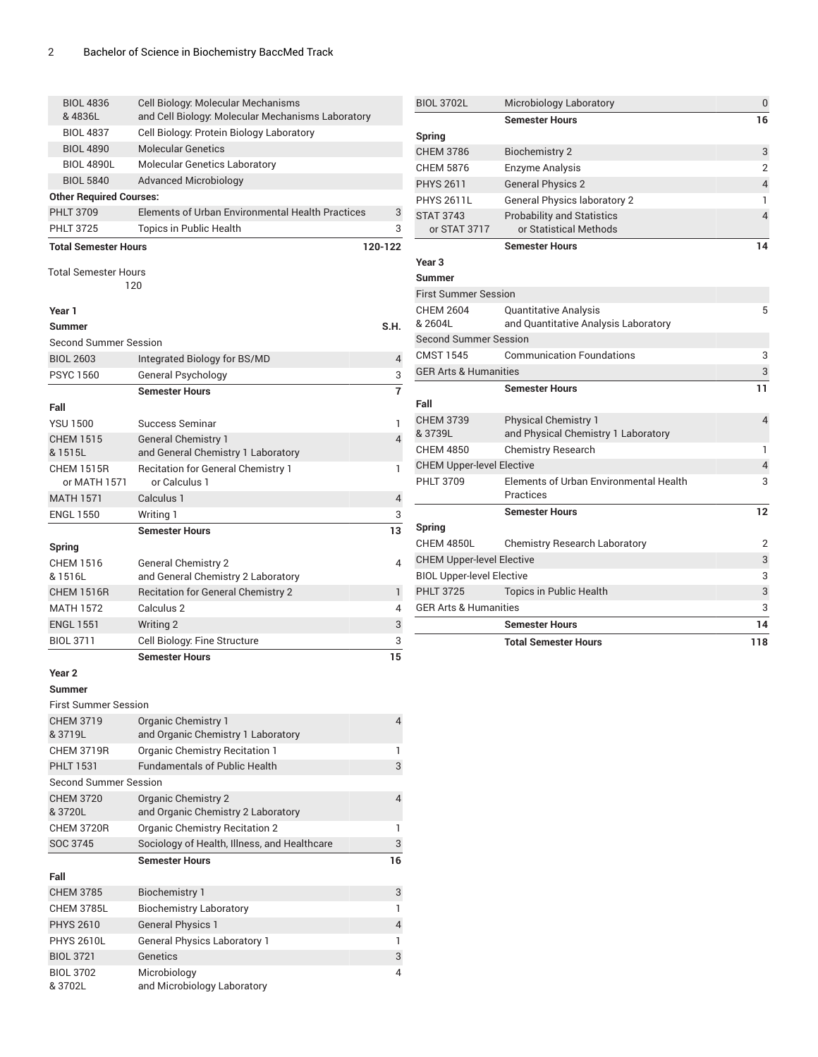| | | |
|---|---|---|
| BIOL 4836 & 4836L | Cell Biology: Molecular Mechanisms and Cell Biology: Molecular Mechanisms Laboratory | |
| BIOL 4837 | Cell Biology: Protein Biology Laboratory | |
| BIOL 4890 | Molecular Genetics | |
| BIOL 4890L | Molecular Genetics Laboratory | |
| BIOL 5840 | Advanced Microbiology | |
| **Other Required Courses:** | | |
| PHLT 3709 | Elements of Urban Environmental Health Practices | 3 |
| PHLT 3725 | Topics in Public Health | 3 |
| **Total Semester Hours** | | **120-122** |

Total Semester Hours
120

| | | |
|---|---|---|
| **Year 1** | | |
| **Summer** | | **S.H.** |
| Second Summer Session | | |
| BIOL 2603 | Integrated Biology for BS/MD | 4 |
| PSYC 1560 | General Psychology | 3 |
| | **Semester Hours** | **7** |
| **Fall** | | |
| YSU 1500 | Success Seminar | 1 |
| CHEM 1515 & 1515L | General Chemistry 1 and General Chemistry 1 Laboratory | 4 |
| CHEM 1515R or MATH 1571 | Recitation for General Chemistry 1 or Calculus 1 | 1 |
| MATH 1571 | Calculus 1 | 4 |
| ENGL 1550 | Writing 1 | 3 |
| | **Semester Hours** | **13** |
| **Spring** | | |
| CHEM 1516 & 1516L | General Chemistry 2 and General Chemistry 2 Laboratory | 4 |
| CHEM 1516R | Recitation for General Chemistry 2 | 1 |
| MATH 1572 | Calculus 2 | 4 |
| ENGL 1551 | Writing 2 | 3 |
| BIOL 3711 | Cell Biology: Fine Structure | 3 |
| | **Semester Hours** | **15** |
| **Year 2** | | |
| **Summer** | | |
| First Summer Session | | |
| CHEM 3719 & 3719L | Organic Chemistry 1 and Organic Chemistry 1 Laboratory | 4 |
| CHEM 3719R | Organic Chemistry Recitation 1 | 1 |
| PHLT 1531 | Fundamentals of Public Health | 3 |
| Second Summer Session | | |
| CHEM 3720 & 3720L | Organic Chemistry 2 and Organic Chemistry 2 Laboratory | 4 |
| CHEM 3720R | Organic Chemistry Recitation 2 | 1 |
| SOC 3745 | Sociology of Health, Illness, and Healthcare | 3 |
| | **Semester Hours** | **16** |
| **Fall** | | |
| CHEM 3785 | Biochemistry 1 | 3 |
| CHEM 3785L | Biochemistry Laboratory | 1 |
| PHYS 2610 | General Physics 1 | 4 |
| PHYS 2610L | General Physics Laboratory 1 | 1 |
| BIOL 3721 | Genetics | 3 |
| BIOL 3702 & 3702L | Microbiology and Microbiology Laboratory | 4 |
| BIOL 3702L | Microbiology Laboratory | 0 |
| | **Semester Hours** | **16** |
| **Spring** | | |
| CHEM 3786 | Biochemistry 2 | 3 |
| CHEM 5876 | Enzyme Analysis | 2 |
| PHYS 2611 | General Physics 2 | 4 |
| PHYS 2611L | General Physics laboratory 2 | 1 |
| STAT 3743 or STAT 3717 | Probability and Statistics or Statistical Methods | 4 |
| | **Semester Hours** | **14** |
| **Year 3** | | |
| **Summer** | | |
| First Summer Session | | |
| CHEM 2604 & 2604L | Quantitative Analysis and Quantitative Analysis Laboratory | 5 |
| Second Summer Session | | |
| CMST 1545 | Communication Foundations | 3 |
| GER Arts & Humanities | | 3 |
| | **Semester Hours** | **11** |
| **Fall** | | |
| CHEM 3739 & 3739L | Physical Chemistry 1 and Physical Chemistry 1 Laboratory | 4 |
| CHEM 4850 | Chemistry Research | 1 |
| CHEM Upper-level Elective | | 4 |
| PHLT 3709 | Elements of Urban Environmental Health Practices | 3 |
| | **Semester Hours** | **12** |
| **Spring** | | |
| CHEM 4850L | Chemistry Research Laboratory | 2 |
| CHEM Upper-level Elective | | 3 |
| BIOL Upper-level Elective | | 3 |
| PHLT 3725 | Topics in Public Health | 3 |
| GER Arts & Humanities | | 3 |
| | **Semester Hours** | **14** |
| | **Total Semester Hours** | **118** |